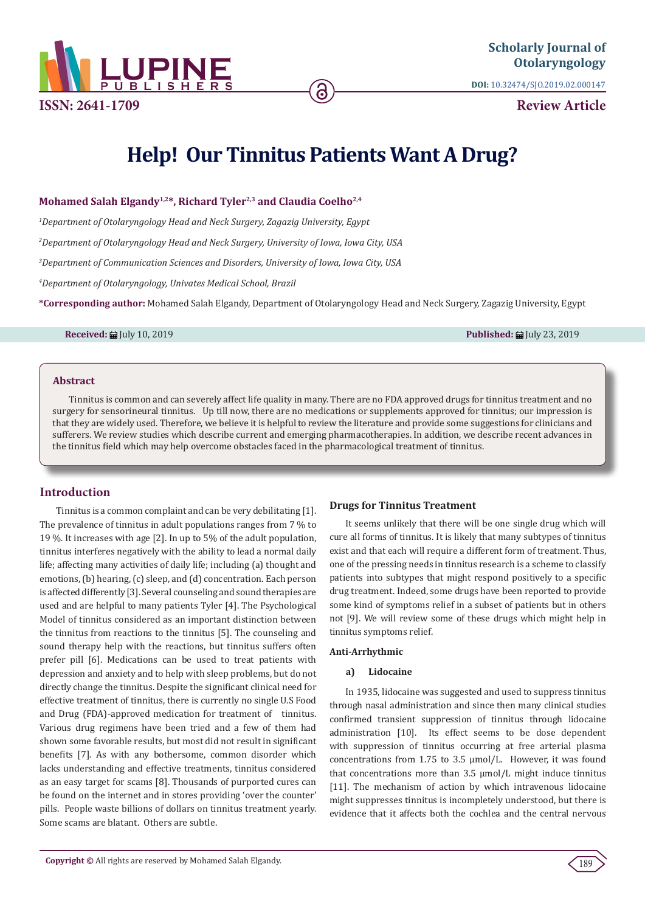# Help! Our Tinnitus Patients Want A Drug?

**Mohamed Salah Elgandy[1,2]*, Richard Tyler[2,3] and Claudia Coelho[2,4]**

[1]*Department of Otolaryngology Head and Neck Surgery, Zagazig University, Egypt*

[2]*Department of Otolaryngology Head and Neck Surgery, University of Iowa, Iowa City, USA*

[3]*Department of Communication Sciences and Disorders, University of Iowa, Iowa City, USA*

[4]*Department of Otolaryngology, Univates Medical School, Brazil*

**\*Corresponding author:** Mohamed Salah Elgandy, Department of Otolaryngology Head and Neck Surgery, Zagazig University, Egypt

**Received:** July 10, 2019 **Published:** July 23, 2019

## Abstract

Tinnitus is common and can severely affect life quality in many. There are no FDA approved drugs for tinnitus treatment and no surgery for sensorineural tinnitus. Up till now, there are no medications or supplements approved for tinnitus; our impression is that they are widely used. Therefore, we believe it is helpful to review the literature and provide some suggestions for clinicians and sufferers. We review studies which describe current and emerging pharmacotherapies. In addition, we describe recent advances in the tinnitus field which may help overcome obstacles faced in the pharmacological treatment of tinnitus.

## Introduction

Tinnitus is a common complaint and can be very debilitating [1]. The prevalence of tinnitus in adult populations ranges from 7 % to 19 %. It increases with age [2]. In up to 5% of the adult population, tinnitus interferes negatively with the ability to lead a normal daily life; affecting many activities of daily life; including (a) thought and emotions, (b) hearing, (c) sleep, and (d) concentration. Each person is affected differently [3]. Several counseling and sound therapies are used and are helpful to many patients Tyler [4]. The Psychological Model of tinnitus considered as an important distinction between the tinnitus from reactions to the tinnitus [5]. The counseling and sound therapy help with the reactions, but tinnitus suffers often prefer pill [6]. Medications can be used to treat patients with depression and anxiety and to help with sleep problems, but do not directly change the tinnitus. Despite the significant clinical need for effective treatment of tinnitus, there is currently no single U.S Food and Drug (FDA)-approved medication for treatment of tinnitus. Various drug regimens have been tried and a few of them had shown some favorable results, but most did not result in significant benefits [7]. As with any bothersome, common disorder which lacks understanding and effective treatments, tinnitus considered as an easy target for scams [8]. Thousands of purported cures can be found on the internet and in stores providing 'over the counter' pills. People waste billions of dollars on tinnitus treatment yearly. Some scams are blatant. Others are subtle.

### Drugs for Tinnitus Treatment

It seems unlikely that there will be one single drug which will cure all forms of tinnitus. It is likely that many subtypes of tinnitus exist and that each will require a different form of treatment. Thus, one of the pressing needs in tinnitus research is a scheme to classify patients into subtypes that might respond positively to a specific drug treatment. Indeed, some drugs have been reported to provide some kind of symptoms relief in a subset of patients but in others not [9]. We will review some of these drugs which might help in tinnitus symptoms relief.

#### Anti-Arrhythmic

**a) Lidocaine**

In 1935, lidocaine was suggested and used to suppress tinnitus through nasal administration and since then many clinical studies confirmed transient suppression of tinnitus through lidocaine administration [10]. Its effect seems to be dose dependent with suppression of tinnitus occurring at free arterial plasma concentrations from 1.75 to 3.5 μmol/L. However, it was found that concentrations more than 3.5 μmol/L might induce tinnitus [11]. The mechanism of action by which intravenous lidocaine might suppresses tinnitus is incompletely understood, but there is evidence that it affects both the cochlea and the central nervous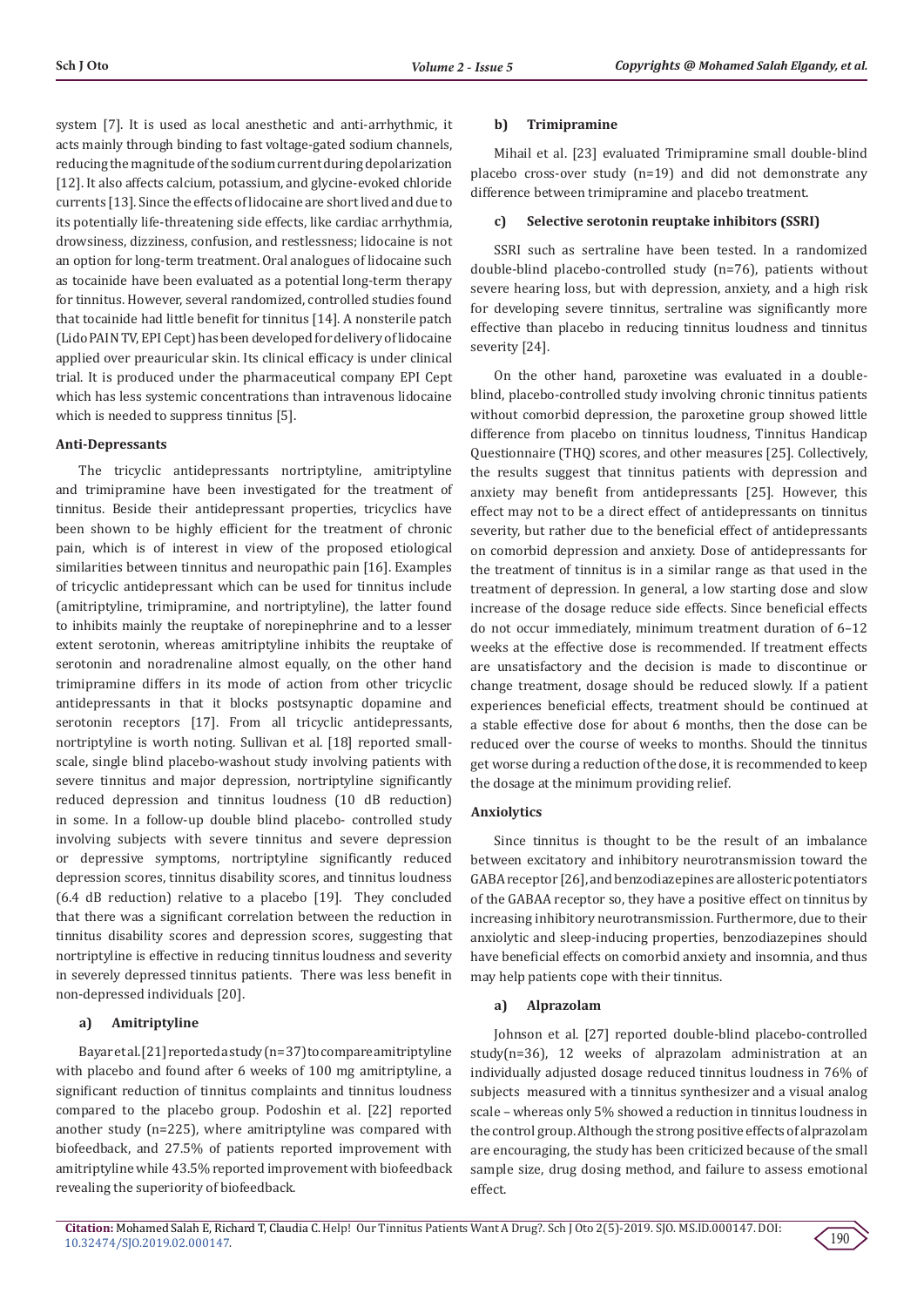system [7]. It is used as local anesthetic and anti-arrhythmic, it acts mainly through binding to fast voltage-gated sodium channels, reducing the magnitude of the sodium current during depolarization [12]. It also affects calcium, potassium, and glycine-evoked chloride currents [13]. Since the effects of lidocaine are short lived and due to its potentially life-threatening side effects, like cardiac arrhythmia, drowsiness, dizziness, confusion, and restlessness; lidocaine is not an option for long-term treatment. Oral analogues of lidocaine such as tocainide have been evaluated as a potential long-term therapy for tinnitus. However, several randomized, controlled studies found that tocainide had little benefit for tinnitus [14]. A nonsterile patch (LidoPAIN TV, EPI Cept) has been developed for delivery of lidocaine applied over preauricular skin. Its clinical efficacy is under clinical trial. It is produced under the pharmaceutical company EPI Cept which has less systemic concentrations than intravenous lidocaine which is needed to suppress tinnitus [5].

**Anti-Depressants**

The tricyclic antidepressants nortriptyline, amitriptyline and trimipramine have been investigated for the treatment of tinnitus. Beside their antidepressant properties, tricyclics have been shown to be highly efficient for the treatment of chronic pain, which is of interest in view of the proposed etiological similarities between tinnitus and neuropathic pain [16]. Examples of tricyclic antidepressant which can be used for tinnitus include (amitriptyline, trimipramine, and nortriptyline), the latter found to inhibits mainly the reuptake of norepinephrine and to a lesser extent serotonin, whereas amitriptyline inhibits the reuptake of serotonin and noradrenaline almost equally, on the other hand trimipramine differs in its mode of action from other tricyclic antidepressants in that it blocks postsynaptic dopamine and serotonin receptors [17]. From all tricyclic antidepressants, nortriptyline is worth noting. Sullivan et al. [18] reported small-scale, single blind placebo-washout study involving patients with severe tinnitus and major depression, nortriptyline significantly reduced depression and tinnitus loudness (10 dB reduction) in some. In a follow-up double blind placebo- controlled study involving subjects with severe tinnitus and severe depression or depressive symptoms, nortriptyline significantly reduced depression scores, tinnitus disability scores, and tinnitus loudness (6.4 dB reduction) relative to a placebo [19]. They concluded that there was a significant correlation between the reduction in tinnitus disability scores and depression scores, suggesting that nortriptyline is effective in reducing tinnitus loudness and severity in severely depressed tinnitus patients. There was less benefit in non-depressed individuals [20].

**a) Amitriptyline**

Bayar et al. [21] reported a study (n=37) to compare amitriptyline with placebo and found after 6 weeks of 100 mg amitriptyline, a significant reduction of tinnitus complaints and tinnitus loudness compared to the placebo group. Podoshin et al. [22] reported another study (n=225), where amitriptyline was compared with biofeedback, and 27.5% of patients reported improvement with amitriptyline while 43.5% reported improvement with biofeedback revealing the superiority of biofeedback.

**b) Trimipramine**

Mihail et al. [23] evaluated Trimipramine small double-blind placebo cross-over study (n=19) and did not demonstrate any difference between trimipramine and placebo treatment.

**c) Selective serotonin reuptake inhibitors (SSRI)**

SSRI such as sertraline have been tested. In a randomized double-blind placebo-controlled study (n=76), patients without severe hearing loss, but with depression, anxiety, and a high risk for developing severe tinnitus, sertraline was significantly more effective than placebo in reducing tinnitus loudness and tinnitus severity [24].

On the other hand, paroxetine was evaluated in a double-blind, placebo-controlled study involving chronic tinnitus patients without comorbid depression, the paroxetine group showed little difference from placebo on tinnitus loudness, Tinnitus Handicap Questionnaire (THQ) scores, and other measures [25]. Collectively, the results suggest that tinnitus patients with depression and anxiety may benefit from antidepressants [25]. However, this effect may not to be a direct effect of antidepressants on tinnitus severity, but rather due to the beneficial effect of antidepressants on comorbid depression and anxiety. Dose of antidepressants for the treatment of tinnitus is in a similar range as that used in the treatment of depression. In general, a low starting dose and slow increase of the dosage reduce side effects. Since beneficial effects do not occur immediately, minimum treatment duration of 6–12 weeks at the effective dose is recommended. If treatment effects are unsatisfactory and the decision is made to discontinue or change treatment, dosage should be reduced slowly. If a patient experiences beneficial effects, treatment should be continued at a stable effective dose for about 6 months, then the dose can be reduced over the course of weeks to months. Should the tinnitus get worse during a reduction of the dose, it is recommended to keep the dosage at the minimum providing relief.

**Anxiolytics**

Since tinnitus is thought to be the result of an imbalance between excitatory and inhibitory neurotransmission toward the GABA receptor [26], and benzodiazepines are allosteric potentiators of the GABAA receptor so, they have a positive effect on tinnitus by increasing inhibitory neurotransmission. Furthermore, due to their anxiolytic and sleep-inducing properties, benzodiazepines should have beneficial effects on comorbid anxiety and insomnia, and thus may help patients cope with their tinnitus.

**a) Alprazolam**

Johnson et al. [27] reported double-blind placebo-controlled study(n=36), 12 weeks of alprazolam administration at an individually adjusted dosage reduced tinnitus loudness in 76% of subjects measured with a tinnitus synthesizer and a visual analog scale – whereas only 5% showed a reduction in tinnitus loudness in the control group. Although the strong positive effects of alprazolam are encouraging, the study has been criticized because of the small sample size, drug dosing method, and failure to assess emotional effect.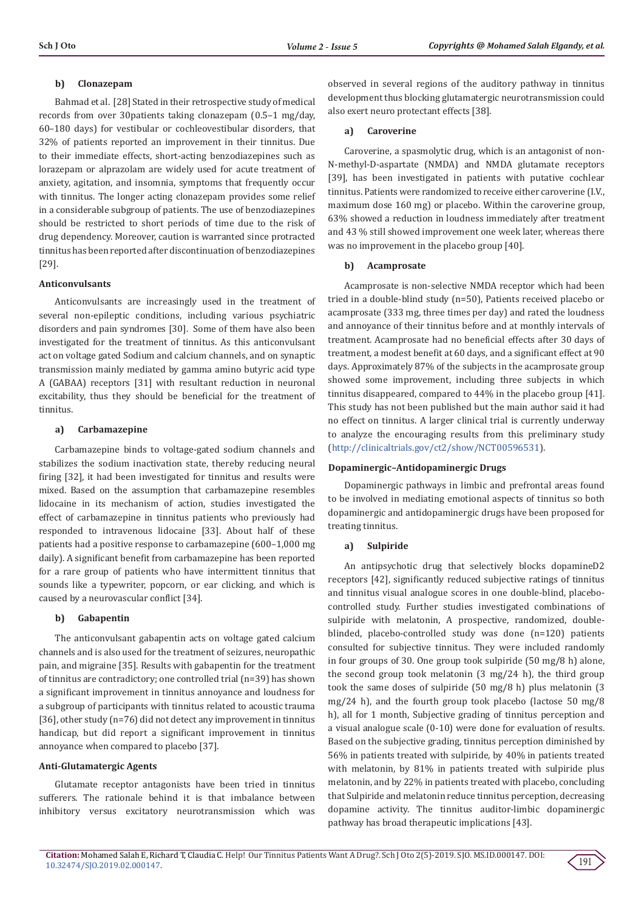#### b) Clonazepam

Bahmad et al. [28] Stated in their retrospective study of medical records from over 30patients taking clonazepam (0.5–1 mg/day, 60–180 days) for vestibular or cochleovestibular disorders, that 32% of patients reported an improvement in their tinnitus. Due to their immediate effects, short-acting benzodiazepines such as lorazepam or alprazolam are widely used for acute treatment of anxiety, agitation, and insomnia, symptoms that frequently occur with tinnitus. The longer acting clonazepam provides some relief in a considerable subgroup of patients. The use of benzodiazepines should be restricted to short periods of time due to the risk of drug dependency. Moreover, caution is warranted since protracted tinnitus has been reported after discontinuation of benzodiazepines [29].

### Anticonvulsants

Anticonvulsants are increasingly used in the treatment of several non-epileptic conditions, including various psychiatric disorders and pain syndromes [30]. Some of them have also been investigated for the treatment of tinnitus. As this anticonvulsant act on voltage gated Sodium and calcium channels, and on synaptic transmission mainly mediated by gamma amino butyric acid type A (GABAA) receptors [31] with resultant reduction in neuronal excitability, thus they should be beneficial for the treatment of tinnitus.

#### a) Carbamazepine

Carbamazepine binds to voltage-gated sodium channels and stabilizes the sodium inactivation state, thereby reducing neural firing [32], it had been investigated for tinnitus and results were mixed. Based on the assumption that carbamazepine resembles lidocaine in its mechanism of action, studies investigated the effect of carbamazepine in tinnitus patients who previously had responded to intravenous lidocaine [33]. About half of these patients had a positive response to carbamazepine (600–1,000 mg daily). A significant benefit from carbamazepine has been reported for a rare group of patients who have intermittent tinnitus that sounds like a typewriter, popcorn, or ear clicking, and which is caused by a neurovascular conflict [34].

#### b) Gabapentin

The anticonvulsant gabapentin acts on voltage gated calcium channels and is also used for the treatment of seizures, neuropathic pain, and migraine [35]. Results with gabapentin for the treatment of tinnitus are contradictory; one controlled trial (n=39) has shown a significant improvement in tinnitus annoyance and loudness for a subgroup of participants with tinnitus related to acoustic trauma [36], other study (n=76) did not detect any improvement in tinnitus handicap, but did report a significant improvement in tinnitus annoyance when compared to placebo [37].

### Anti-Glutamatergic Agents

Glutamate receptor antagonists have been tried in tinnitus sufferers. The rationale behind it is that imbalance between inhibitory versus excitatory neurotransmission which was observed in several regions of the auditory pathway in tinnitus development thus blocking glutamatergic neurotransmission could also exert neuro protectant effects [38].

#### a) Caroverine

Caroverine, a spasmolytic drug, which is an antagonist of non-N-methyl-D-aspartate (NMDA) and NMDA glutamate receptors [39], has been investigated in patients with putative cochlear tinnitus. Patients were randomized to receive either caroverine (I.V., maximum dose 160 mg) or placebo. Within the caroverine group, 63% showed a reduction in loudness immediately after treatment and 43 % still showed improvement one week later, whereas there was no improvement in the placebo group [40].

#### b) Acamprosate

Acamprosate is non-selective NMDA receptor which had been tried in a double-blind study (n=50), Patients received placebo or acamprosate (333 mg, three times per day) and rated the loudness and annoyance of their tinnitus before and at monthly intervals of treatment. Acamprosate had no beneficial effects after 30 days of treatment, a modest benefit at 60 days, and a significant effect at 90 days. Approximately 87% of the subjects in the acamprosate group showed some improvement, including three subjects in which tinnitus disappeared, compared to 44% in the placebo group [41]. This study has not been published but the main author said it had no effect on tinnitus. A larger clinical trial is currently underway to analyze the encouraging results from this preliminary study (http://clinicaltrials.gov/ct2/show/NCT00596531).

### Dopaminergic–Antidopaminergic Drugs

Dopaminergic pathways in limbic and prefrontal areas found to be involved in mediating emotional aspects of tinnitus so both dopaminergic and antidopaminergic drugs have been proposed for treating tinnitus.

#### a) Sulpiride

An antipsychotic drug that selectively blocks dopamineD2 receptors [42], significantly reduced subjective ratings of tinnitus and tinnitus visual analogue scores in one double-blind, placebo-controlled study. Further studies investigated combinations of sulpiride with melatonin, A prospective, randomized, double-blinded, placebo-controlled study was done (n=120) patients consulted for subjective tinnitus. They were included randomly in four groups of 30. One group took sulpiride (50 mg/8 h) alone, the second group took melatonin (3 mg/24 h), the third group took the same doses of sulpiride (50 mg/8 h) plus melatonin (3 mg/24 h), and the fourth group took placebo (lactose 50 mg/8 h), all for 1 month, Subjective grading of tinnitus perception and a visual analogue scale (0-10) were done for evaluation of results. Based on the subjective grading, tinnitus perception diminished by 56% in patients treated with sulpiride, by 40% in patients treated with melatonin, by 81% in patients treated with sulpiride plus melatonin, and by 22% in patients treated with placebo, concluding that Sulpiride and melatonin reduce tinnitus perception, decreasing dopamine activity. The tinnitus auditor-limbic dopaminergic pathway has broad therapeutic implications [43].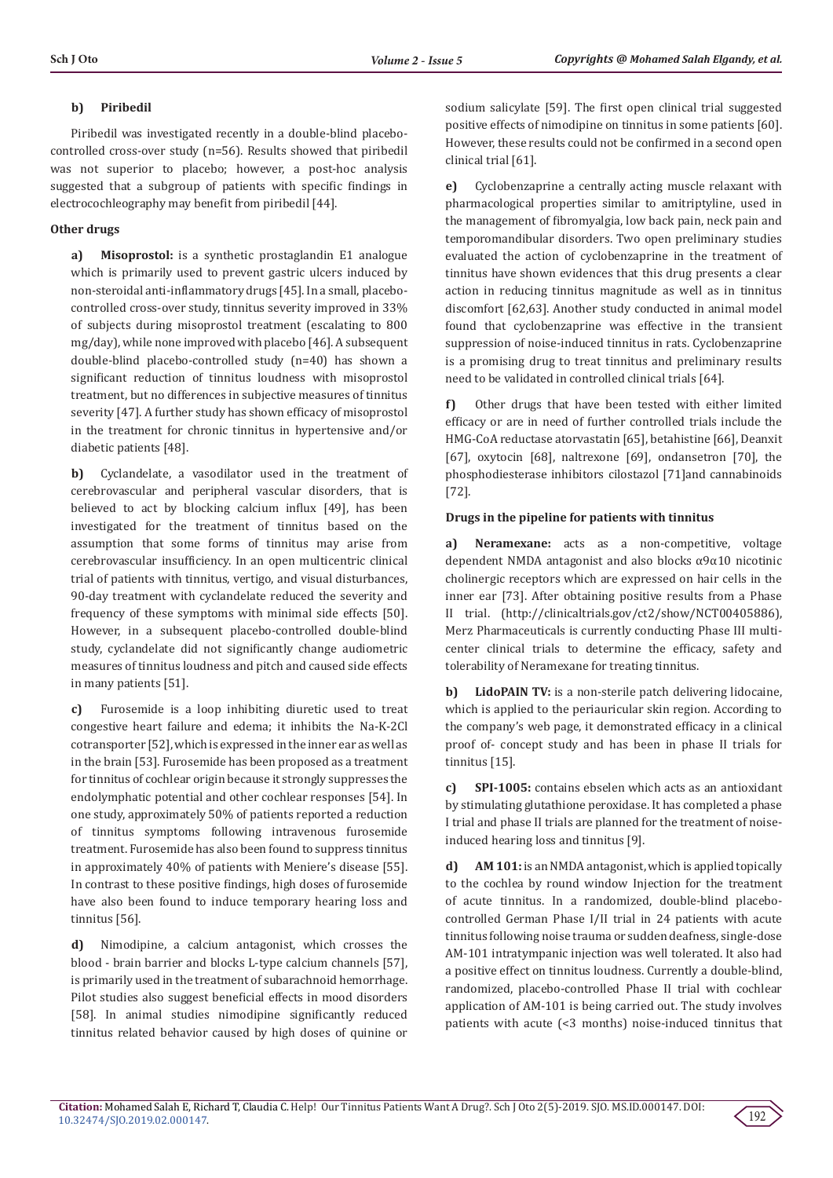**b) Piribedil**

Piribedil was investigated recently in a double-blind placebo-controlled cross-over study (n=56). Results showed that piribedil was not superior to placebo; however, a post-hoc analysis suggested that a subgroup of patients with specific findings in electrocochleography may benefit from piribedil [44].

**Other drugs**

**a) Misoprostol:** is a synthetic prostaglandin E1 analogue which is primarily used to prevent gastric ulcers induced by non-steroidal anti-inflammatory drugs [45]. In a small, placebo-controlled cross-over study, tinnitus severity improved in 33% of subjects during misoprostol treatment (escalating to 800 mg/day), while none improved with placebo [46]. A subsequent double-blind placebo-controlled study (n=40) has shown a significant reduction of tinnitus loudness with misoprostol treatment, but no differences in subjective measures of tinnitus severity [47]. A further study has shown efficacy of misoprostol in the treatment for chronic tinnitus in hypertensive and/or diabetic patients [48].

**b)** Cyclandelate, a vasodilator used in the treatment of cerebrovascular and peripheral vascular disorders, that is believed to act by blocking calcium influx [49], has been investigated for the treatment of tinnitus based on the assumption that some forms of tinnitus may arise from cerebrovascular insufficiency. In an open multicentric clinical trial of patients with tinnitus, vertigo, and visual disturbances, 90-day treatment with cyclandelate reduced the severity and frequency of these symptoms with minimal side effects [50]. However, in a subsequent placebo-controlled double-blind study, cyclandelate did not significantly change audiometric measures of tinnitus loudness and pitch and caused side effects in many patients [51].

**c)** Furosemide is a loop inhibiting diuretic used to treat congestive heart failure and edema; it inhibits the Na-K-2Cl cotransporter [52], which is expressed in the inner ear as well as in the brain [53]. Furosemide has been proposed as a treatment for tinnitus of cochlear origin because it strongly suppresses the endolymphatic potential and other cochlear responses [54]. In one study, approximately 50% of patients reported a reduction of tinnitus symptoms following intravenous furosemide treatment. Furosemide has also been found to suppress tinnitus in approximately 40% of patients with Meniere's disease [55]. In contrast to these positive findings, high doses of furosemide have also been found to induce temporary hearing loss and tinnitus [56].

**d)** Nimodipine, a calcium antagonist, which crosses the blood - brain barrier and blocks L-type calcium channels [57], is primarily used in the treatment of subarachnoid hemorrhage. Pilot studies also suggest beneficial effects in mood disorders [58]. In animal studies nimodipine significantly reduced tinnitus related behavior caused by high doses of quinine or sodium salicylate [59]. The first open clinical trial suggested positive effects of nimodipine on tinnitus in some patients [60]. However, these results could not be confirmed in a second open clinical trial [61].

**e)** Cyclobenzaprine a centrally acting muscle relaxant with pharmacological properties similar to amitriptyline, used in the management of fibromyalgia, low back pain, neck pain and temporomandibular disorders. Two open preliminary studies evaluated the action of cyclobenzaprine in the treatment of tinnitus have shown evidences that this drug presents a clear action in reducing tinnitus magnitude as well as in tinnitus discomfort [62,63]. Another study conducted in animal model found that cyclobenzaprine was effective in the transient suppression of noise-induced tinnitus in rats. Cyclobenzaprine is a promising drug to treat tinnitus and preliminary results need to be validated in controlled clinical trials [64].

**f)** Other drugs that have been tested with either limited efficacy or are in need of further controlled trials include the HMG-CoA reductase atorvastatin [65], betahistine [66], Deanxit [67], oxytocin [68], naltrexone [69], ondansetron [70], the phosphodiesterase inhibitors cilostazol [71]and cannabinoids [72].

**Drugs in the pipeline for patients with tinnitus**

**a) Neramexane:** acts as a non-competitive, voltage dependent NMDA antagonist and also blocks α9α10 nicotinic cholinergic receptors which are expressed on hair cells in the inner ear [73]. After obtaining positive results from a Phase II trial. (http://clinicaltrials.gov/ct2/show/NCT00405886), Merz Pharmaceuticals is currently conducting Phase III multi-center clinical trials to determine the efficacy, safety and tolerability of Neramexane for treating tinnitus.

**b) LidoPAIN TV:** is a non-sterile patch delivering lidocaine, which is applied to the periauricular skin region. According to the company's web page, it demonstrated efficacy in a clinical proof of- concept study and has been in phase II trials for tinnitus [15].

**c) SPI-1005:** contains ebselen which acts as an antioxidant by stimulating glutathione peroxidase. It has completed a phase I trial and phase II trials are planned for the treatment of noise-induced hearing loss and tinnitus [9].

**d) AM 101:** is an NMDA antagonist, which is applied topically to the cochlea by round window Injection for the treatment of acute tinnitus. In a randomized, double-blind placebo-controlled German Phase I/II trial in 24 patients with acute tinnitus following noise trauma or sudden deafness, single-dose AM-101 intratympanic injection was well tolerated. It also had a positive effect on tinnitus loudness. Currently a double-blind, randomized, placebo-controlled Phase II trial with cochlear application of AM-101 is being carried out. The study involves patients with acute (<3 months) noise-induced tinnitus that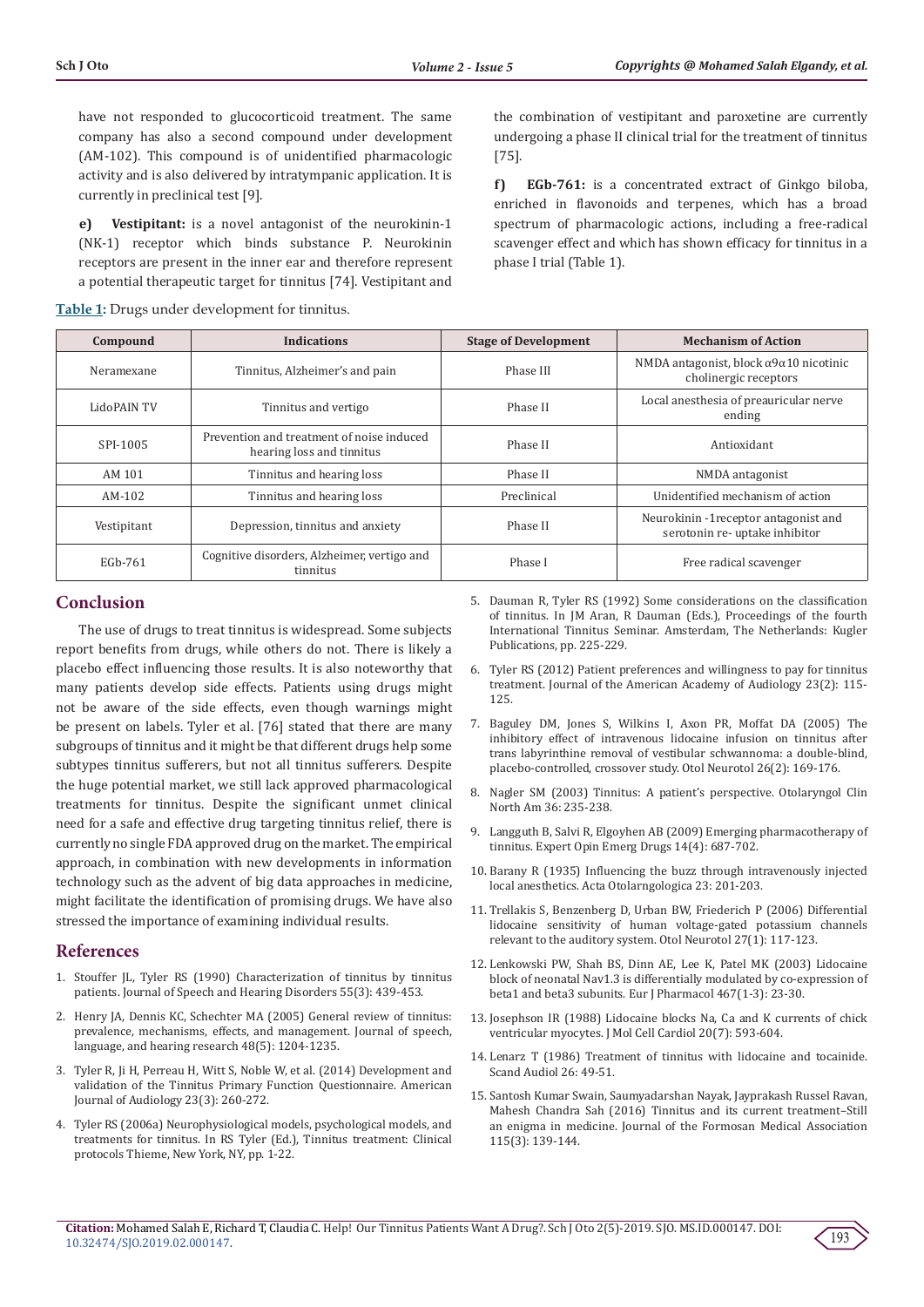have not responded to glucocorticoid treatment. The same company has also a second compound under development (AM-102). This compound is of unidentified pharmacologic activity and is also delivered by intratympanic application. It is currently in preclinical test [9].

**e) Vestipitant:** is a novel antagonist of the neurokinin-1 (NK-1) receptor which binds substance P. Neurokinin receptors are present in the inner ear and therefore represent a potential therapeutic target for tinnitus [74]. Vestipitant and the combination of vestipitant and paroxetine are currently undergoing a phase II clinical trial for the treatment of tinnitus [75].

**f) EGb-761:** is a concentrated extract of Ginkgo biloba, enriched in flavonoids and terpenes, which has a broad spectrum of pharmacologic actions, including a free-radical scavenger effect and which has shown efficacy for tinnitus in a phase I trial (Table 1).

**Table 1:** Drugs under development for tinnitus.

| Compound | Indications | Stage of Development | Mechanism of Action |
|---|---|---|---|
| Neramexane | Tinnitus, Alzheimer's and pain | Phase III | NMDA antagonist, block α9α10 nicotinic cholinergic receptors |
| LidoPAIN TV | Tinnitus and vertigo | Phase II | Local anesthesia of preauricular nerve ending |
| SPI-1005 | Prevention and treatment of noise induced hearing loss and tinnitus | Phase II | Antioxidant |
| AM 101 | Tinnitus and hearing loss | Phase II | NMDA antagonist |
| AM-102 | Tinnitus and hearing loss | Preclinical | Unidentified mechanism of action |
| Vestipitant | Depression, tinnitus and anxiety | Phase II | Neurokinin -1receptor antagonist and serotonin re- uptake inhibitor |
| EGb-761 | Cognitive disorders, Alzheimer, vertigo and tinnitus | Phase I | Free radical scavenger |

## Conclusion

The use of drugs to treat tinnitus is widespread. Some subjects report benefits from drugs, while others do not. There is likely a placebo effect influencing those results. It is also noteworthy that many patients develop side effects. Patients using drugs might not be aware of the side effects, even though warnings might be present on labels. Tyler et al. [76] stated that there are many subgroups of tinnitus and it might be that different drugs help some subtypes tinnitus sufferers, but not all tinnitus sufferers. Despite the huge potential market, we still lack approved pharmacological treatments for tinnitus. Despite the significant unmet clinical need for a safe and effective drug targeting tinnitus relief, there is currently no single FDA approved drug on the market. The empirical approach, in combination with new developments in information technology such as the advent of big data approaches in medicine, might facilitate the identification of promising drugs. We have also stressed the importance of examining individual results.

## References

1. Stouffer JL, Tyler RS (1990) Characterization of tinnitus by tinnitus patients. Journal of Speech and Hearing Disorders 55(3): 439-453.
2. Henry JA, Dennis KC, Schechter MA (2005) General review of tinnitus: prevalence, mechanisms, effects, and management. Journal of speech, language, and hearing research 48(5): 1204-1235.
3. Tyler R, Ji H, Perreau H, Witt S, Noble W, et al. (2014) Development and validation of the Tinnitus Primary Function Questionnaire. American Journal of Audiology 23(3): 260-272.
4. Tyler RS (2006a) Neurophysiological models, psychological models, and treatments for tinnitus. In RS Tyler (Ed.), Tinnitus treatment: Clinical protocols Thieme, New York, NY, pp. 1-22.
5. Dauman R, Tyler RS (1992) Some considerations on the classification of tinnitus. In JM Aran, R Dauman (Eds.), Proceedings of the fourth International Tinnitus Seminar. Amsterdam, The Netherlands: Kugler Publications, pp. 225-229.
6. Tyler RS (2012) Patient preferences and willingness to pay for tinnitus treatment. Journal of the American Academy of Audiology 23(2): 115-125.
7. Baguley DM, Jones S, Wilkins I, Axon PR, Moffat DA (2005) The inhibitory effect of intravenous lidocaine infusion on tinnitus after trans labyrinthine removal of vestibular schwannoma: a double-blind, placebo-controlled, crossover study. Otol Neurotol 26(2): 169-176.
8. Nagler SM (2003) Tinnitus: A patient's perspective. Otolaryngol Clin North Am 36: 235-238.
9. Langguth B, Salvi R, Elgoyhen AB (2009) Emerging pharmacotherapy of tinnitus. Expert Opin Emerg Drugs 14(4): 687-702.
10. Barany R (1935) Influencing the buzz through intravenously injected local anesthetics. Acta Otolarngologica 23: 201-203.
11. Trellakis S, Benzenberg D, Urban BW, Friederich P (2006) Differential lidocaine sensitivity of human voltage-gated potassium channels relevant to the auditory system. Otol Neurotol 27(1): 117-123.
12. Lenkowski PW, Shah BS, Dinn AE, Lee K, Patel MK (2003) Lidocaine block of neonatal Nav1.3 is differentially modulated by co-expression of beta1 and beta3 subunits. Eur J Pharmacol 467(1-3): 23-30.
13. Josephson IR (1988) Lidocaine blocks Na, Ca and K currents of chick ventricular myocytes. J Mol Cell Cardiol 20(7): 593-604.
14. Lenarz T (1986) Treatment of tinnitus with lidocaine and tocainide. Scand Audiol 26: 49-51.
15. Santosh Kumar Swain, Saumyadarshan Nayak, Jayprakash Russel Ravan, Mahesh Chandra Sah (2016) Tinnitus and its current treatment–Still an enigma in medicine. Journal of the Formosan Medical Association 115(3): 139-144.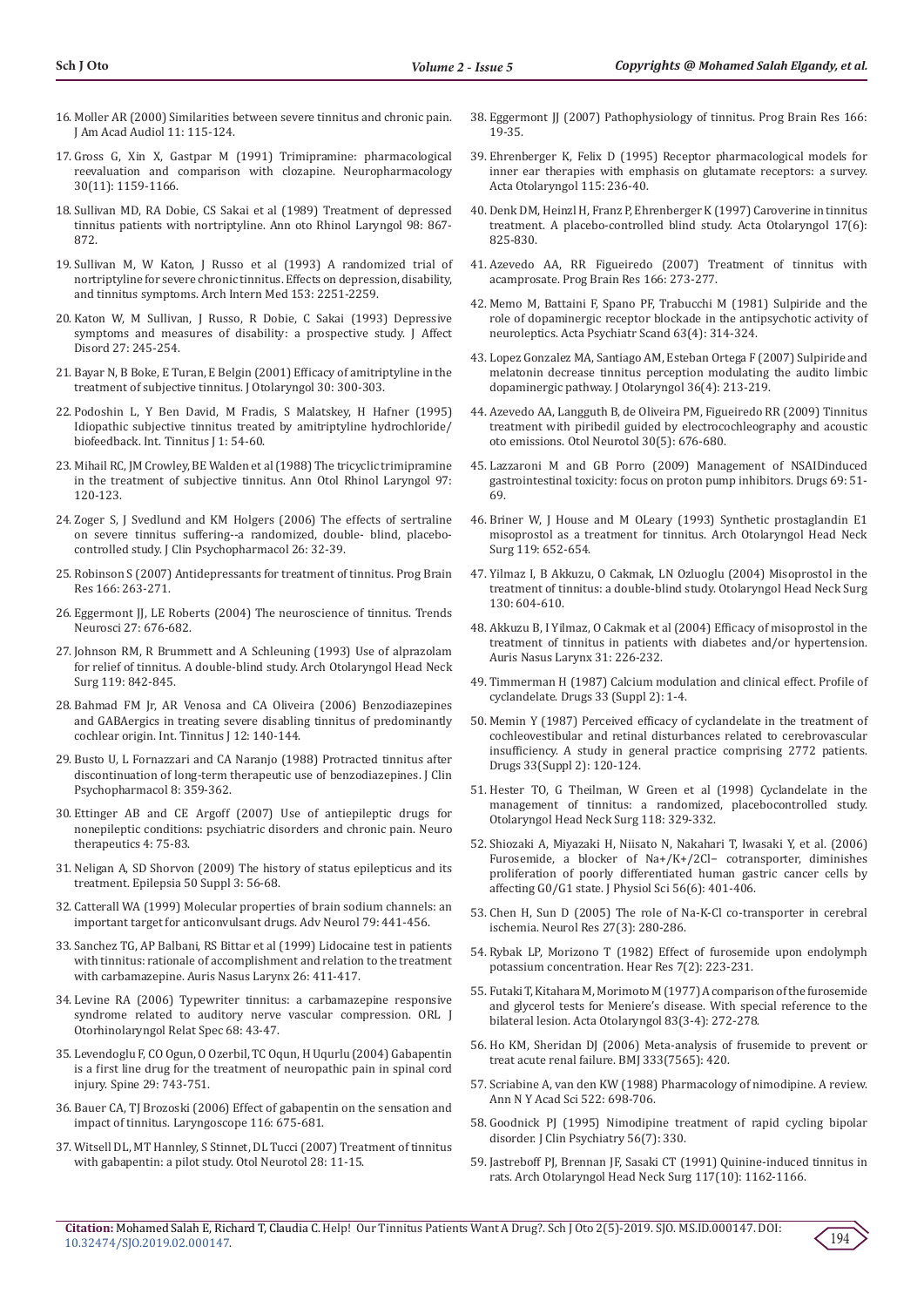16. Moller AR (2000) Similarities between severe tinnitus and chronic pain. J Am Acad Audiol 11: 115-124.
17. Gross G, Xin X, Gastpar M (1991) Trimipramine: pharmacological reevaluation and comparison with clozapine. Neuropharmacology 30(11): 1159-1166.
18. Sullivan MD, RA Dobie, CS Sakai et al (1989) Treatment of depressed tinnitus patients with nortriptyline. Ann oto Rhinol Laryngol 98: 867-872.
19. Sullivan M, W Katon, J Russo et al (1993) A randomized trial of nortriptyline for severe chronic tinnitus. Effects on depression, disability, and tinnitus symptoms. Arch Intern Med 153: 2251-2259.
20. Katon W, M Sullivan, J Russo, R Dobie, C Sakai (1993) Depressive symptoms and measures of disability: a prospective study. J Affect Disord 27: 245-254.
21. Bayar N, B Boke, E Turan, E Belgin (2001) Efficacy of amitriptyline in the treatment of subjective tinnitus. J Otolaryngol 30: 300-303.
22. Podoshin L, Y Ben David, M Fradis, S Malatskey, H Hafner (1995) Idiopathic subjective tinnitus treated by amitriptyline hydrochloride/biofeedback. Int. Tinnitus J 1: 54-60.
23. Mihail RC, JM Crowley, BE Walden et al (1988) The tricyclic trimipramine in the treatment of subjective tinnitus. Ann Otol Rhinol Laryngol 97: 120-123.
24. Zoger S, J Svedlund and KM Holgers (2006) The effects of sertraline on severe tinnitus suffering--a randomized, double- blind, placebo-controlled study. J Clin Psychopharmacol 26: 32-39.
25. Robinson S (2007) Antidepressants for treatment of tinnitus. Prog Brain Res 166: 263-271.
26. Eggermont JJ, LE Roberts (2004) The neuroscience of tinnitus. Trends Neurosci 27: 676-682.
27. Johnson RM, R Brummett and A Schleuning (1993) Use of alprazolam for relief of tinnitus. A double-blind study. Arch Otolaryngol Head Neck Surg 119: 842-845.
28. Bahmad FM Jr, AR Venosa and CA Oliveira (2006) Benzodiazepines and GABAergics in treating severe disabling tinnitus of predominantly cochlear origin. Int. Tinnitus J 12: 140-144.
29. Busto U, L Fornazzari and CA Naranjo (1988) Protracted tinnitus after discontinuation of long-term therapeutic use of benzodiazepines. J Clin Psychopharmacol 8: 359-362.
30. Ettinger AB and CE Argoff (2007) Use of antiepileptic drugs for nonepileptic conditions: psychiatric disorders and chronic pain. Neuro therapeutics 4: 75-83.
31. Neligan A, SD Shorvon (2009) The history of status epilepticus and its treatment. Epilepsia 50 Suppl 3: 56-68.
32. Catterall WA (1999) Molecular properties of brain sodium channels: an important target for anticonvulsant drugs. Adv Neurol 79: 441-456.
33. Sanchez TG, AP Balbani, RS Bittar et al (1999) Lidocaine test in patients with tinnitus: rationale of accomplishment and relation to the treatment with carbamazepine. Auris Nasus Larynx 26: 411-417.
34. Levine RA (2006) Typewriter tinnitus: a carbamazepine responsive syndrome related to auditory nerve vascular compression. ORL J Otorhinolaryngol Relat Spec 68: 43-47.
35. Levendoglu F, CO Ogun, O Ozerbil, TC Oqun, H Uqurlu (2004) Gabapentin is a first line drug for the treatment of neuropathic pain in spinal cord injury. Spine 29: 743-751.
36. Bauer CA, TJ Brozoski (2006) Effect of gabapentin on the sensation and impact of tinnitus. Laryngoscope 116: 675-681.
37. Witsell DL, MT Hannley, S Stinnet, DL Tucci (2007) Treatment of tinnitus with gabapentin: a pilot study. Otol Neurotol 28: 11-15.
38. Eggermont JJ (2007) Pathophysiology of tinnitus. Prog Brain Res 166: 19-35.
39. Ehrenberger K, Felix D (1995) Receptor pharmacological models for inner ear therapies with emphasis on glutamate receptors: a survey. Acta Otolaryngol 115: 236-40.
40. Denk DM, Heinzl H, Franz P, Ehrenberger K (1997) Caroverine in tinnitus treatment. A placebo-controlled blind study. Acta Otolaryngol 17(6): 825-830.
41. Azevedo AA, RR Figueiredo (2007) Treatment of tinnitus with acamprosate. Prog Brain Res 166: 273-277.
42. Memo M, Battaini F, Spano PF, Trabucchi M (1981) Sulpiride and the role of dopaminergic receptor blockade in the antipsychotic activity of neuroleptics. Acta Psychiatr Scand 63(4): 314-324.
43. Lopez Gonzalez MA, Santiago AM, Esteban Ortega F (2007) Sulpiride and melatonin decrease tinnitus perception modulating the audito limbic dopaminergic pathway. J Otolaryngol 36(4): 213-219.
44. Azevedo AA, Langguth B, de Oliveira PM, Figueiredo RR (2009) Tinnitus treatment with piribedil guided by electrocochleography and acoustic oto emissions. Otol Neurotol 30(5): 676-680.
45. Lazzaroni M and GB Porro (2009) Management of NSAIDinduced gastrointestinal toxicity: focus on proton pump inhibitors. Drugs 69: 51-69.
46. Briner W, J House and M OLeary (1993) Synthetic prostaglandin E1 misoprostol as a treatment for tinnitus. Arch Otolaryngol Head Neck Surg 119: 652-654.
47. Yilmaz I, B Akkuzu, O Cakmak, LN Ozluoglu (2004) Misoprostol in the treatment of tinnitus: a double-blind study. Otolaryngol Head Neck Surg 130: 604-610.
48. Akkuzu B, I Yilmaz, O Cakmak et al (2004) Efficacy of misoprostol in the treatment of tinnitus in patients with diabetes and/or hypertension. Auris Nasus Larynx 31: 226-232.
49. Timmerman H (1987) Calcium modulation and clinical effect. Profile of cyclandelate. Drugs 33 (Suppl 2): 1-4.
50. Memin Y (1987) Perceived efficacy of cyclandelate in the treatment of cochleovestibular and retinal disturbances related to cerebrovascular insufficiency. A study in general practice comprising 2772 patients. Drugs 33(Suppl 2): 120-124.
51. Hester TO, G Theilman, W Green et al (1998) Cyclandelate in the management of tinnitus: a randomized, placebocontrolled study. Otolaryngol Head Neck Surg 118: 329-332.
52. Shiozaki A, Miyazaki H, Niisato N, Nakahari T, Iwasaki Y, et al. (2006) Furosemide, a blocker of Na+/K+/2Cl− cotransporter, diminishes proliferation of poorly differentiated human gastric cancer cells by affecting G0/G1 state. J Physiol Sci 56(6): 401-406.
53. Chen H, Sun D (2005) The role of Na-K-Cl co-transporter in cerebral ischemia. Neurol Res 27(3): 280-286.
54. Rybak LP, Morizono T (1982) Effect of furosemide upon endolymph potassium concentration. Hear Res 7(2): 223-231.
55. Futaki T, Kitahara M, Morimoto M (1977) A comparison of the furosemide and glycerol tests for Meniere's disease. With special reference to the bilateral lesion. Acta Otolaryngol 83(3-4): 272-278.
56. Ho KM, Sheridan DJ (2006) Meta-analysis of frusemide to prevent or treat acute renal failure. BMJ 333(7565): 420.
57. Scriabine A, van den KW (1988) Pharmacology of nimodipine. A review. Ann N Y Acad Sci 522: 698-706.
58. Goodnick PJ (1995) Nimodipine treatment of rapid cycling bipolar disorder. J Clin Psychiatry 56(7): 330.
59. Jastreboff PJ, Brennan JF, Sasaki CT (1991) Quinine-induced tinnitus in rats. Arch Otolaryngol Head Neck Surg 117(10): 1162-1166.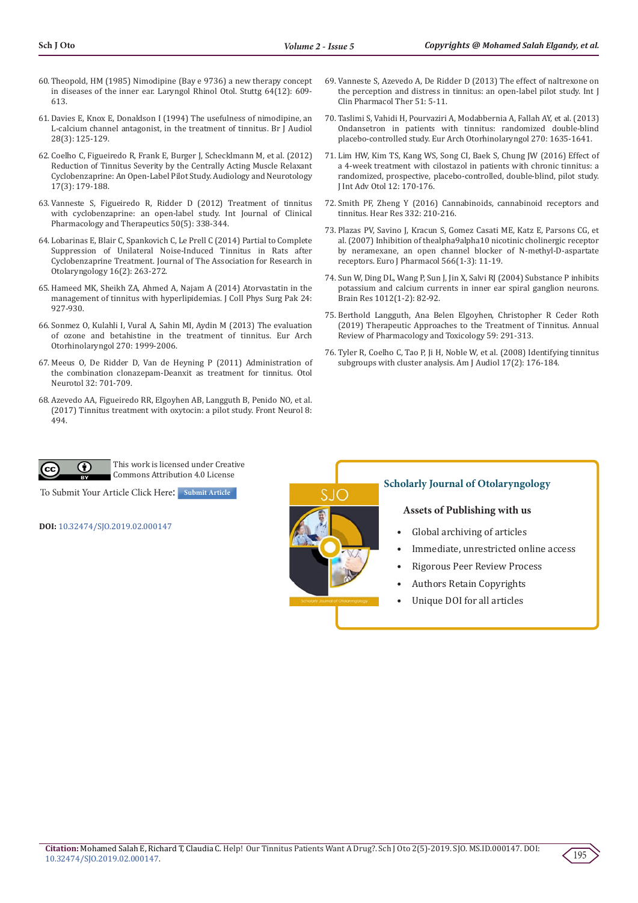60. Theopold, HM (1985) Nimodipine (Bay e 9736) a new therapy concept in diseases of the inner ear. Laryngol Rhinol Otol. Stuttg 64(12): 609-613.

61. Davies E, Knox E, Donaldson I (1994) The usefulness of nimodipine, an L-calcium channel antagonist, in the treatment of tinnitus. Br J Audiol 28(3): 125-129.

62. Coelho C, Figueiredo R, Frank E, Burger J, Schecklmann M, et al. (2012) Reduction of Tinnitus Severity by the Centrally Acting Muscle Relaxant Cyclobenzaprine: An Open-Label Pilot Study. Audiology and Neurotology 17(3): 179-188.

63. Vanneste S, Figueiredo R, Ridder D (2012) Treatment of tinnitus with cyclobenzaprine: an open-label study. Int Journal of Clinical Pharmacology and Therapeutics 50(5): 338-344.

64. Lobarinas E, Blair C, Spankovich C, Le Prell C (2014) Partial to Complete Suppression of Unilateral Noise-Induced Tinnitus in Rats after Cyclobenzaprine Treatment. Journal of The Association for Research in Otolaryngology 16(2): 263-272.

65. Hameed MK, Sheikh ZA, Ahmed A, Najam A (2014) Atorvastatin in the management of tinnitus with hyperlipidemias. J Coll Phys Surg Pak 24: 927-930.

66. Sonmez O, Kulahli I, Vural A, Sahin MI, Aydin M (2013) The evaluation of ozone and betahistine in the treatment of tinnitus. Eur Arch Otorhinolaryngol 270: 1999-2006.

67. Meeus O, De Ridder D, Van de Heyning P (2011) Administration of the combination clonazepam-Deanxit as treatment for tinnitus. Otol Neurotol 32: 701-709.

68. Azevedo AA, Figueiredo RR, Elgoyhen AB, Langguth B, Penido NO, et al. (2017) Tinnitus treatment with oxytocin: a pilot study. Front Neurol 8: 494.

69. Vanneste S, Azevedo A, De Ridder D (2013) The effect of naltrexone on the perception and distress in tinnitus: an open-label pilot study. Int J Clin Pharmacol Ther 51: 5-11.

70. Taslimi S, Vahidi H, Pourvaziri A, Modabbernia A, Fallah AY, et al. (2013) Ondansetron in patients with tinnitus: randomized double-blind placebo-controlled study. Eur Arch Otorhinolaryngol 270: 1635-1641.

71. Lim HW, Kim TS, Kang WS, Song CI, Baek S, Chung JW (2016) Effect of a 4-week treatment with cilostazol in patients with chronic tinnitus: a randomized, prospective, placebo-controlled, double-blind, pilot study. J Int Adv Otol 12: 170-176.

72. Smith PF, Zheng Y (2016) Cannabinoids, cannabinoid receptors and tinnitus. Hear Res 332: 210-216.

73. Plazas PV, Savino J, Kracun S, Gomez Casati ME, Katz E, Parsons CG, et al. (2007) Inhibition of thealpha9alpha10 nicotinic cholinergic receptor by neramexane, an open channel blocker of N-methyl-D-aspartate receptors. Euro J Pharmacol 566(1-3): 11-19.

74. Sun W, Ding DL, Wang P, Sun J, Jin X, Salvi RJ (2004) Substance P inhibits potassium and calcium currents in inner ear spiral ganglion neurons. Brain Res 1012(1-2): 82-92.

75. Berthold Langguth, Ana Belen Elgoyhen, Christopher R Ceder Roth (2019) Therapeutic Approaches to the Treatment of Tinnitus. Annual Review of Pharmacology and Toxicology 59: 291-313.

76. Tyler R, Coelho C, Tao P, Ji H, Noble W, et al. (2008) Identifying tinnitus subgroups with cluster analysis. Am J Audiol 17(2): 176-184.

This work is licensed under Creative Commons Attribution 4.0 License

To Submit Your Article Click Here: Submit Article

**DOI:** 10.32474/SJO.2019.02.000147

**Scholarly Journal of Otolaryngology**

**Assets of Publishing with us**

- Global archiving of articles
- Immediate, unrestricted online access
- Rigorous Peer Review Process
- Authors Retain Copyrights
- Unique DOI for all articles

**Citation:** Mohamed Salah E, Richard T, Claudia C. Help! Our Tinnitus Patients Want A Drug?. Sch J Oto 2(5)-2019. SJO. MS.ID.000147. DOI: 10.32474/SJO.2019.02.000147.